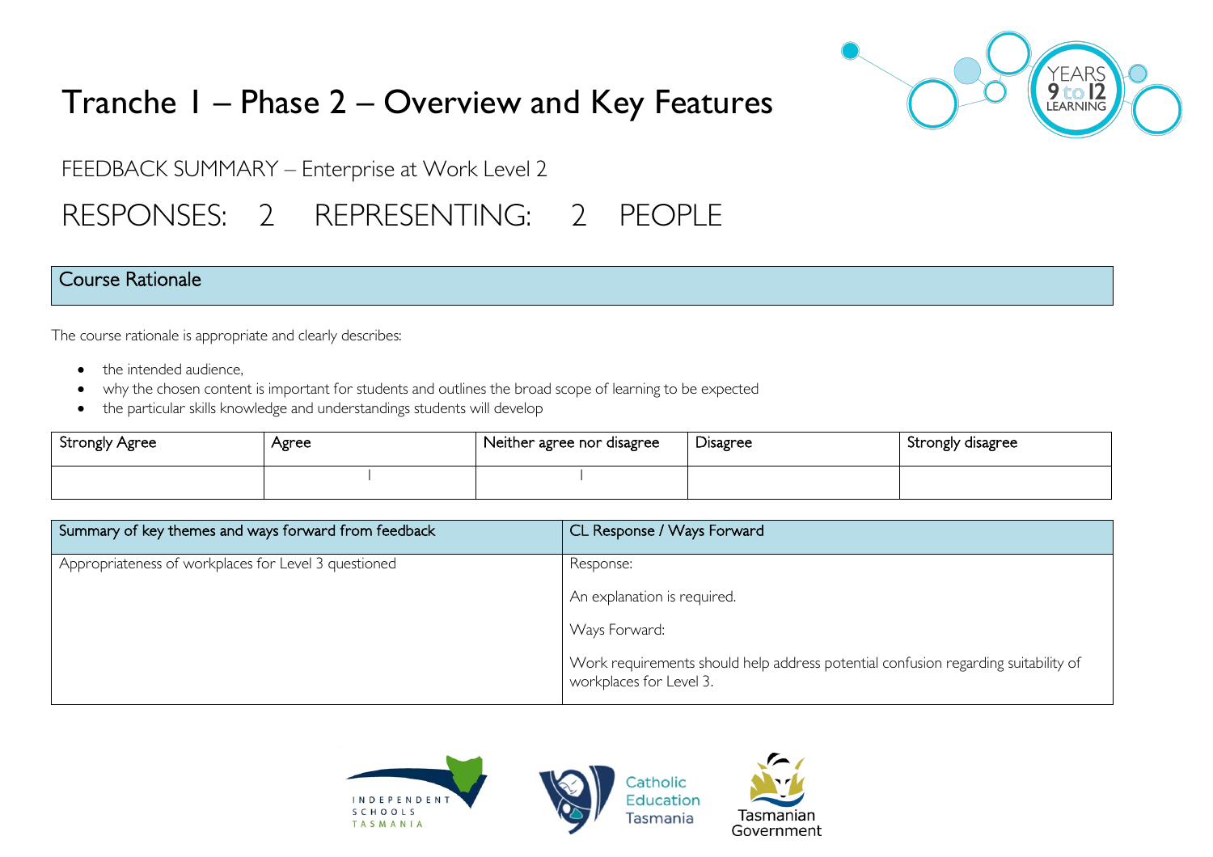# Tranche 1 – Phase 2 – Overview and Key Features

FEEDBACK SUMMARY – Enterprise at Work Level 2

RESPONSES: 2 REPRESENTING: 2 PEOPLE

## Course Rationale

The course rationale is appropriate and clearly describes:

- the intended audience,
- why the chosen content is important for students and outlines the broad scope of learning to be expected
- the particular skills knowledge and understandings students will develop

| Strongly Agree | Agree | Neither agree nor disagree | Disagree | Strongly disagree |
|---|---|---|---|---|
| | I | I | | |

| Summary of key themes and ways forward from feedback | CL Response / Ways Forward |
|---|---|
| Appropriateness of workplaces for Level 3 questioned | Response:<br><br>An explanation is required.<br><br>Ways Forward:<br><br>Work requirements should help address potential confusion regarding suitability of workplaces for Level 3. |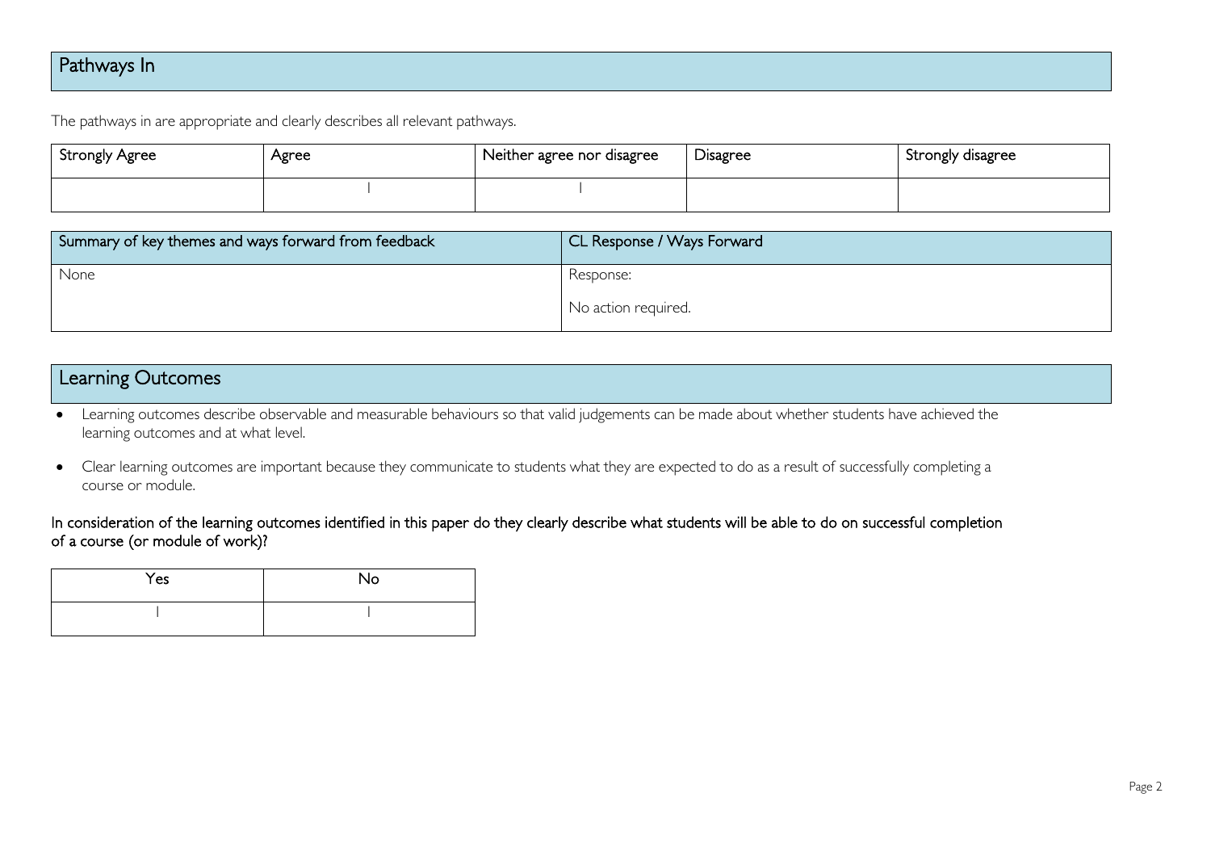## Pathways In

The pathways in are appropriate and clearly describes all relevant pathways.

| Strongly Agree | Agree | Neither agree nor disagree | Disagree | Strongly disagree |
|---|---|---|---|---|
| | I | I | | |

| Summary of key themes and ways forward from feedback | CL Response / Ways Forward |
|---|---|
| None | Response:<br><br>No action required. |

## Learning Outcomes

- Learning outcomes describe observable and measurable behaviours so that valid judgements can be made about whether students have achieved the learning outcomes and at what level.
- Clear learning outcomes are important because they communicate to students what they are expected to do as a result of successfully completing a course or module.

In consideration of the learning outcomes identified in this paper do they clearly describe what students will be able to do on successful completion of a course (or module of work)?

| Yes | No |
|---|---|
| I | I |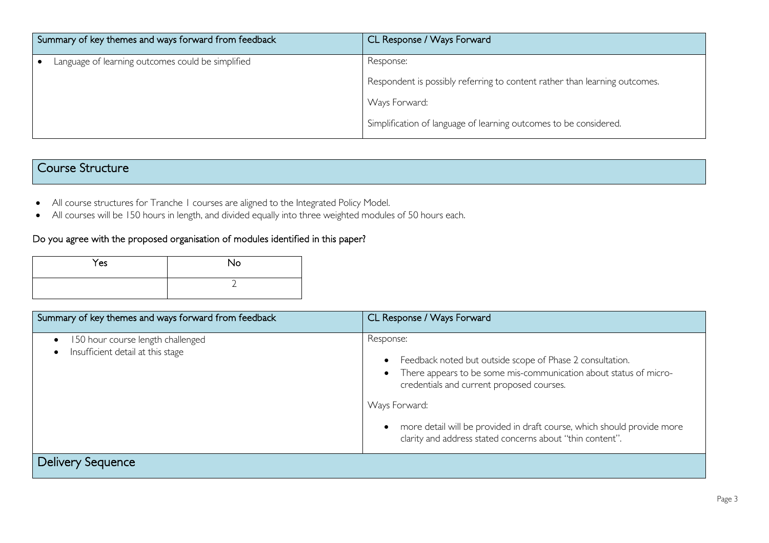| Summary of key themes and ways forward from feedback | CL Response / Ways Forward |
| --- | --- |
| • Language of learning outcomes could be simplified | Response:<br><br>Respondent is possibly referring to content rather than learning outcomes.<br><br>Ways Forward:<br><br>Simplification of language of learning outcomes to be considered. |

## Course Structure

- All course structures for Tranche 1 courses are aligned to the Integrated Policy Model.
- All courses will be 150 hours in length, and divided equally into three weighted modules of 50 hours each.

### Do you agree with the proposed organisation of modules identified in this paper?

| Yes | No |
| --- | --- |
| | 2 |

| Summary of key themes and ways forward from feedback | CL Response / Ways Forward |
| --- | --- |
| • 150 hour course length challenged<br>• Insufficient detail at this stage | Response:<br><br>• Feedback noted but outside scope of Phase 2 consultation.<br>• There appears to be some mis-communication about status of micro-credentials and current proposed courses.<br><br>Ways Forward:<br><br>• more detail will be provided in draft course, which should provide more clarity and address stated concerns about "thin content". |

## Delivery Sequence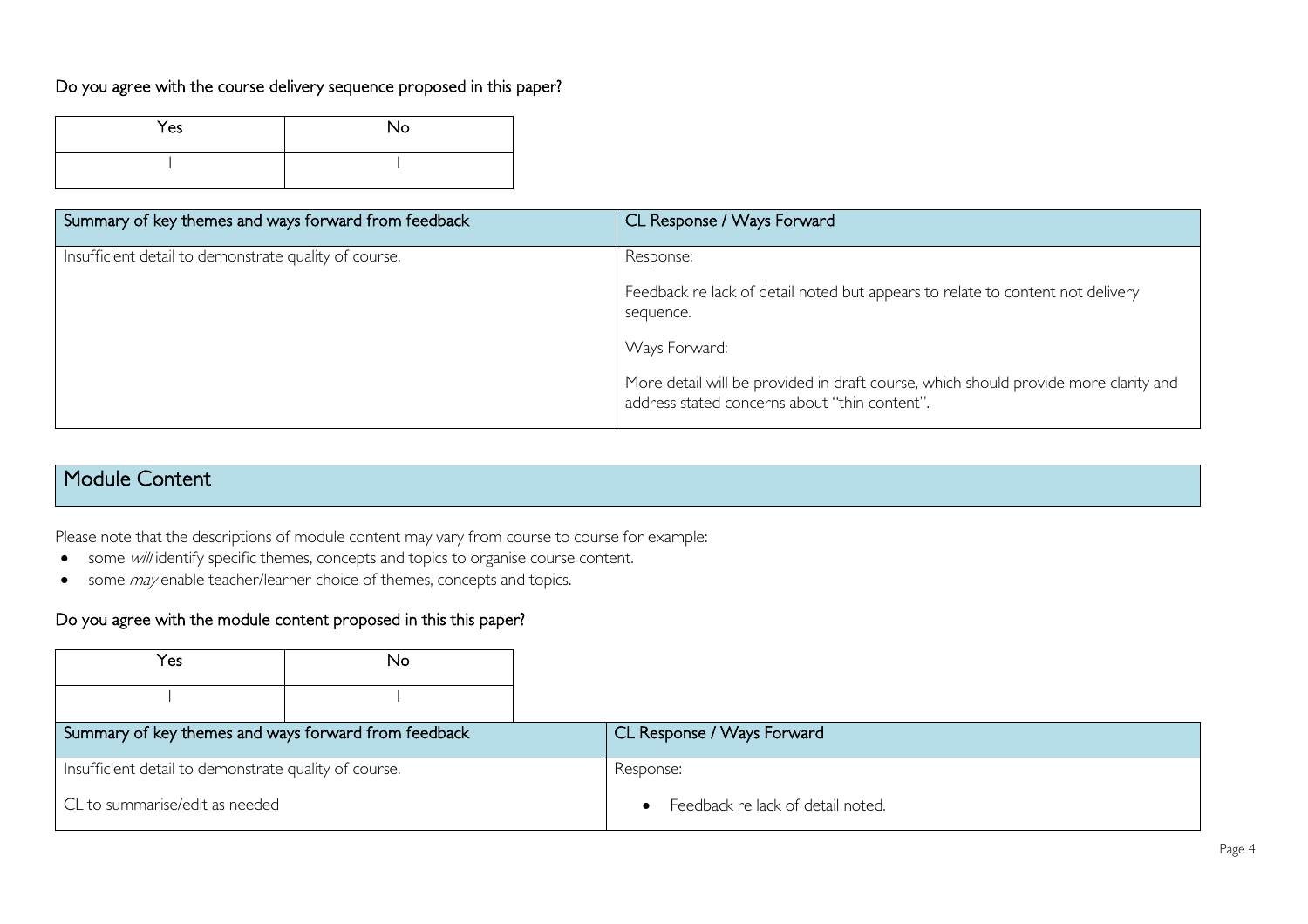Do you agree with the course delivery sequence proposed in this paper?

| Yes | No |
|---|---|
| 1 | 1 |

| Summary of key themes and ways forward from feedback | CL Response / Ways Forward |
|---|---|
| Insufficient detail to demonstrate quality of course. | Response:<br><br>Feedback re lack of detail noted but appears to relate to content not delivery sequence.<br><br>Ways Forward:<br><br>More detail will be provided in draft course, which should provide more clarity and address stated concerns about "thin content". |

## Module Content

Please note that the descriptions of module content may vary from course to course for example:

- some *will* identify specific themes, concepts and topics to organise course content.
- some *may* enable teacher/learner choice of themes, concepts and topics.

Do you agree with the module content proposed in this this paper?

| Yes | No |
|---|---|
| 1 | 1 |

| Summary of key themes and ways forward from feedback | CL Response / Ways Forward |
|---|---|
| Insufficient detail to demonstrate quality of course.<br><br>CL to summarise/edit as needed | Response:<br><br>• Feedback re lack of detail noted. |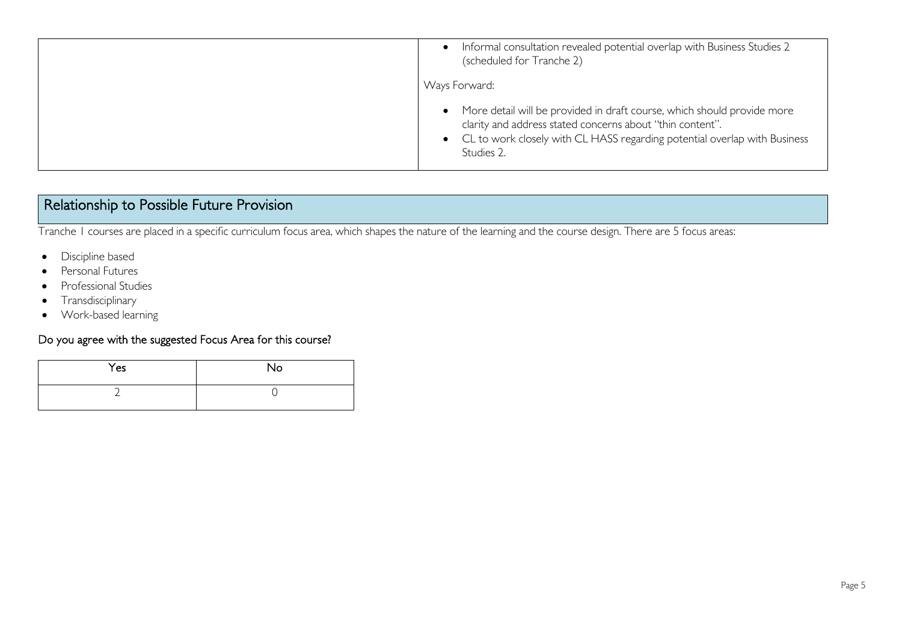| | |
|---|---|
| | • Informal consultation revealed potential overlap with Business Studies 2 (scheduled for Tranche 2)<br><br>Ways Forward:<br><br>• More detail will be provided in draft course, which should provide more clarity and address stated concerns about "thin content".<br>• CL to work closely with CL HASS regarding potential overlap with Business Studies 2. |

## Relationship to Possible Future Provision

Tranche 1 courses are placed in a specific curriculum focus area, which shapes the nature of the learning and the course design. There are 5 focus areas:

- Discipline based
- Personal Futures
- Professional Studies
- Transdisciplinary
- Work-based learning

### Do you agree with the suggested Focus Area for this course?

| Yes | No |
|---|---|
| 2 | 0 |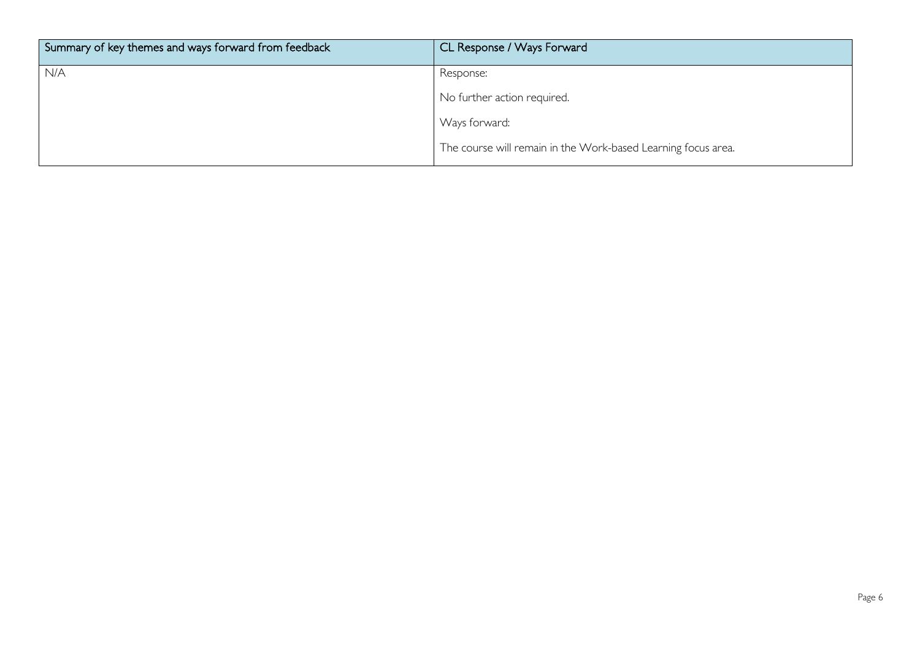| Summary of key themes and ways forward from feedback | CL Response / Ways Forward |
|---|---|
| N/A | Response:<br><br>No further action required.<br><br>Ways forward:<br><br>The course will remain in the Work-based Learning focus area. |